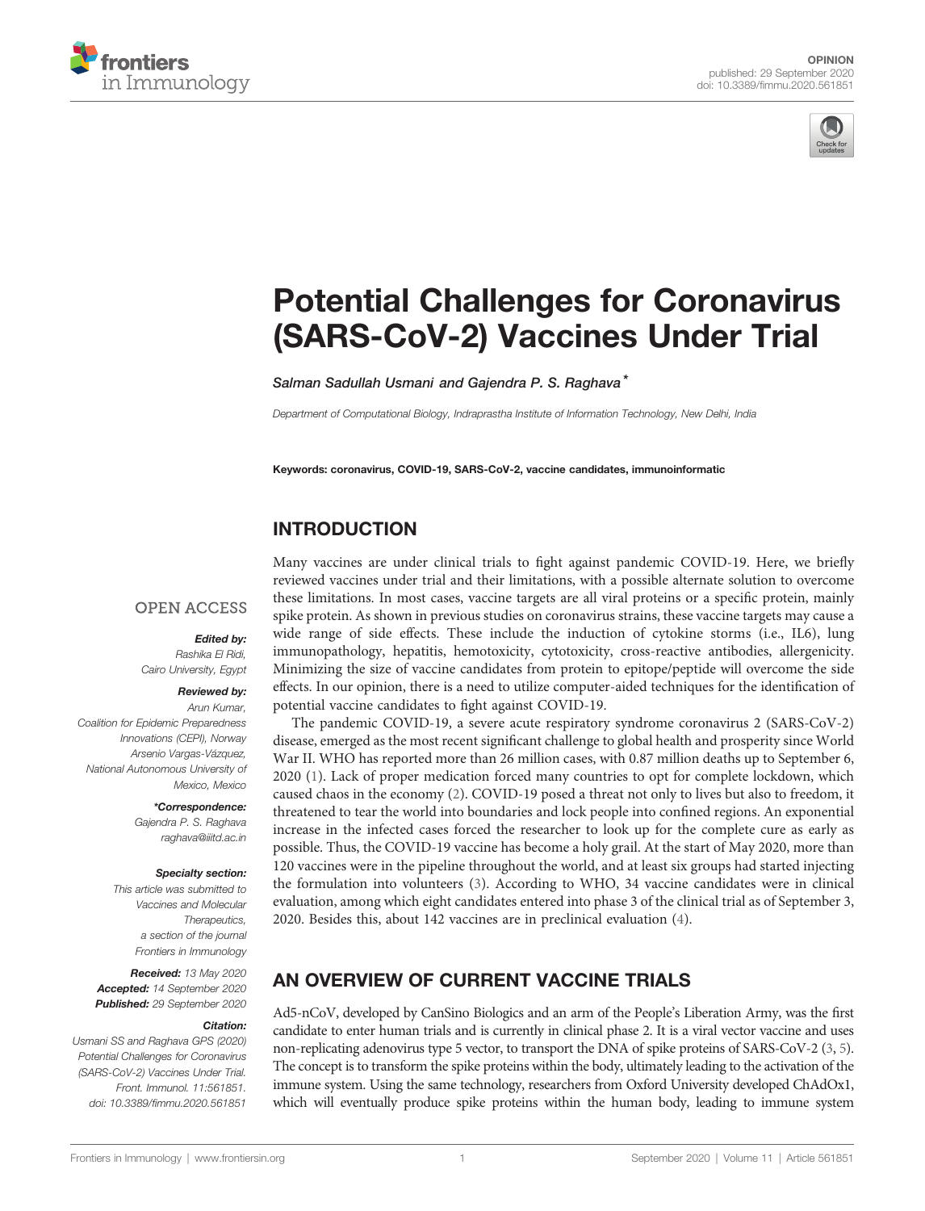OPINION
published: 29 September 2020
doi: 10.3389/fimmu.2020.561851

# Potential Challenges for Coronavirus (SARS-CoV-2) Vaccines Under Trial

*Salman Sadullah Usmani and Gajendra P. S. Raghava**

*Department of Computational Biology, Indraprastha Institute of Information Technology, New Delhi, India*

**Keywords: coronavirus, COVID-19, SARS-CoV-2, vaccine candidates, immunoinformatic**

OPEN ACCESS

***Edited by:***
*Rashika El Ridi,*
*Cairo University, Egypt*

***Reviewed by:***
*Arun Kumar,*
*Coalition for Epidemic Preparedness Innovations (CEPI), Norway*
*Arsenio Vargas-Vázquez,*
*National Autonomous University of Mexico, Mexico*

***\*Correspondence:***
*Gajendra P. S. Raghava*
*raghava@iiitd.ac.in*

***Specialty section:***
*This article was submitted to Vaccines and Molecular Therapeutics, a section of the journal Frontiers in Immunology*

***Received:*** *13 May 2020*
***Accepted:*** *14 September 2020*
***Published:*** *29 September 2020*

***Citation:***
*Usmani SS and Raghava GPS (2020) Potential Challenges for Coronavirus (SARS-CoV-2) Vaccines Under Trial. Front. Immunol. 11:561851. doi: 10.3389/fimmu.2020.561851*

## INTRODUCTION

Many vaccines are under clinical trials to fight against pandemic COVID-19. Here, we briefly reviewed vaccines under trial and their limitations, with a possible alternate solution to overcome these limitations. In most cases, vaccine targets are all viral proteins or a specific protein, mainly spike protein. As shown in previous studies on coronavirus strains, these vaccine targets may cause a wide range of side effects. These include the induction of cytokine storms (i.e., IL6), lung immunopathology, hepatitis, hemotoxicity, cytotoxicity, cross-reactive antibodies, allergenicity. Minimizing the size of vaccine candidates from protein to epitope/peptide will overcome the side effects. In our opinion, there is a need to utilize computer-aided techniques for the identification of potential vaccine candidates to fight against COVID-19.

The pandemic COVID-19, a severe acute respiratory syndrome coronavirus 2 (SARS-CoV-2) disease, emerged as the most recent significant challenge to global health and prosperity since World War II. WHO has reported more than 26 million cases, with 0.87 million deaths up to September 6, 2020 (1). Lack of proper medication forced many countries to opt for complete lockdown, which caused chaos in the economy (2). COVID-19 posed a threat not only to lives but also to freedom, it threatened to tear the world into boundaries and lock people into confined regions. An exponential increase in the infected cases forced the researcher to look up for the complete cure as early as possible. Thus, the COVID-19 vaccine has become a holy grail. At the start of May 2020, more than 120 vaccines were in the pipeline throughout the world, and at least six groups had started injecting the formulation into volunteers (3). According to WHO, 34 vaccine candidates were in clinical evaluation, among which eight candidates entered into phase 3 of the clinical trial as of September 3, 2020. Besides this, about 142 vaccines are in preclinical evaluation (4).

## AN OVERVIEW OF CURRENT VACCINE TRIALS

Ad5-nCoV, developed by CanSino Biologics and an arm of the People's Liberation Army, was the first candidate to enter human trials and is currently in clinical phase 2. It is a viral vector vaccine and uses non-replicating adenovirus type 5 vector, to transport the DNA of spike proteins of SARS-CoV-2 (3, 5). The concept is to transform the spike proteins within the body, ultimately leading to the activation of the immune system. Using the same technology, researchers from Oxford University developed ChAdOx1, which will eventually produce spike proteins within the human body, leading to immune system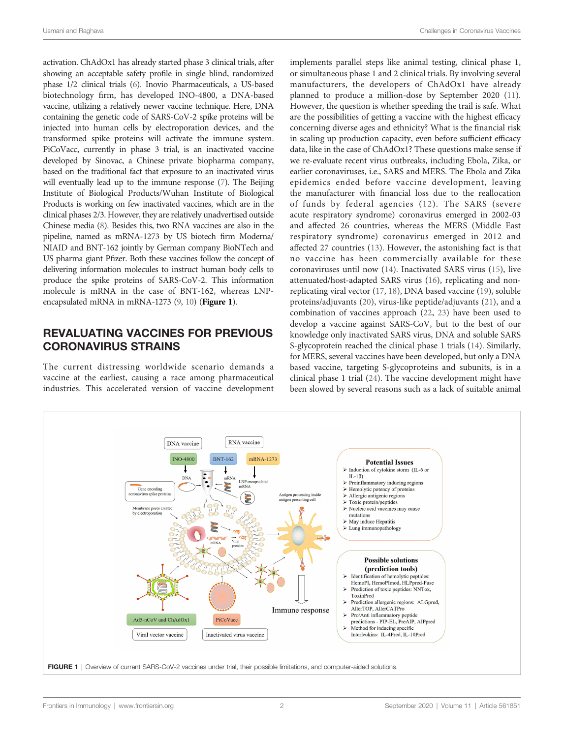activation. ChAdOx1 has already started phase 3 clinical trials, after showing an acceptable safety profile in single blind, randomized phase 1/2 clinical trials (6). Inovio Pharmaceuticals, a US-based biotechnology firm, has developed INO-4800, a DNA-based vaccine, utilizing a relatively newer vaccine technique. Here, DNA containing the genetic code of SARS-CoV-2 spike proteins will be injected into human cells by electroporation devices, and the transformed spike proteins will activate the immune system. PiCoVacc, currently in phase 3 trial, is an inactivated vaccine developed by Sinovac, a Chinese private biopharma company, based on the traditional fact that exposure to an inactivated virus will eventually lead up to the immune response (7). The Beijing Institute of Biological Products/Wuhan Institute of Biological Products is working on few inactivated vaccines, which are in the clinical phases 2/3. However, they are relatively unadvertised outside Chinese media (8). Besides this, two RNA vaccines are also in the pipeline, named as mRNA-1273 by US biotech firm Moderna/NIAID and BNT-162 jointly by German company BioNTech and US pharma giant Pfizer. Both these vaccines follow the concept of delivering information molecules to instruct human body cells to produce the spike proteins of SARS-CoV-2. This information molecule is mRNA in the case of BNT-162, whereas LNP-encapsulated mRNA in mRNA-1273 (9, 10) (**Figure 1**).

## REVALUATING VACCINES FOR PREVIOUS CORONAVIRUS STRAINS

The current distressing worldwide scenario demands a vaccine at the earliest, causing a race among pharmaceutical industries. This accelerated version of vaccine development implements parallel steps like animal testing, clinical phase 1, or simultaneous phase 1 and 2 clinical trials. By involving several manufacturers, the developers of ChAdOx1 have already planned to produce a million-dose by September 2020 (11). However, the question is whether speeding the trail is safe. What are the possibilities of getting a vaccine with the highest efficacy concerning diverse ages and ethnicity? What is the financial risk in scaling up production capacity, even before sufficient efficacy data, like in the case of ChAdOx1? These questions make sense if we re-evaluate recent virus outbreaks, including Ebola, Zika, or earlier coronaviruses, i.e., SARS and MERS. The Ebola and Zika epidemics ended before vaccine development, leaving the manufacturer with financial loss due to the reallocation of funds by federal agencies (12). The SARS (severe acute respiratory syndrome) coronavirus emerged in 2002-03 and affected 26 countries, whereas the MERS (Middle East respiratory syndrome) coronavirus emerged in 2012 and affected 27 countries (13). However, the astonishing fact is that no vaccine has been commercially available for these coronaviruses until now (14). Inactivated SARS virus (15), live attenuated/host-adapted SARS virus (16), replicating and non-replicating viral vector (17, 18), DNA based vaccine (19), soluble proteins/adjuvants (20), virus-like peptide/adjuvants (21), and a combination of vaccines approach (22, 23) have been used to develop a vaccine against SARS-CoV, but to the best of our knowledge only inactivated SARS virus, DNA and soluble SARS S-glycoprotein reached the clinical phase 1 trials (14). Similarly, for MERS, several vaccines have been developed, but only a DNA based vaccine, targeting S-glycoproteins and subunits, is in a clinical phase 1 trial (24). The vaccine development might have been slowed by several reasons such as a lack of suitable animal

**FIGURE 1** | Overview of current SARS-CoV-2 vaccines under trial, their possible limitations, and computer-aided solutions.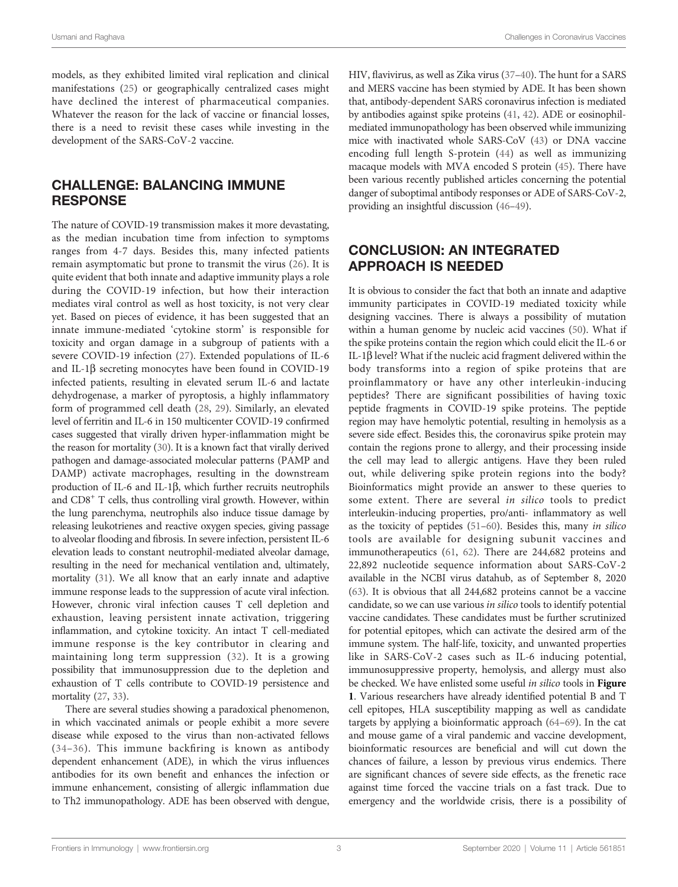models, as they exhibited limited viral replication and clinical manifestations (25) or geographically centralized cases might have declined the interest of pharmaceutical companies. Whatever the reason for the lack of vaccine or financial losses, there is a need to revisit these cases while investing in the development of the SARS-CoV-2 vaccine.

## CHALLENGE: BALANCING IMMUNE RESPONSE

The nature of COVID-19 transmission makes it more devastating, as the median incubation time from infection to symptoms ranges from 4-7 days. Besides this, many infected patients remain asymptomatic but prone to transmit the virus (26). It is quite evident that both innate and adaptive immunity plays a role during the COVID-19 infection, but how their interaction mediates viral control as well as host toxicity, is not very clear yet. Based on pieces of evidence, it has been suggested that an innate immune-mediated 'cytokine storm' is responsible for toxicity and organ damage in a subgroup of patients with a severe COVID-19 infection (27). Extended populations of IL-6 and IL-1β secreting monocytes have been found in COVID-19 infected patients, resulting in elevated serum IL-6 and lactate dehydrogenase, a marker of pyroptosis, a highly inflammatory form of programmed cell death (28, 29). Similarly, an elevated level of ferritin and IL-6 in 150 multicenter COVID-19 confirmed cases suggested that virally driven hyper-inflammation might be the reason for mortality (30). It is a known fact that virally derived pathogen and damage-associated molecular patterns (PAMP and DAMP) activate macrophages, resulting in the downstream production of IL-6 and IL-1β, which further recruits neutrophils and $CD8^{+}$ T cells, thus controlling viral growth. However, within the lung parenchyma, neutrophils also induce tissue damage by releasing leukotrienes and reactive oxygen species, giving passage to alveolar flooding and fibrosis. In severe infection, persistent IL-6 elevation leads to constant neutrophil-mediated alveolar damage, resulting in the need for mechanical ventilation and, ultimately, mortality (31). We all know that an early innate and adaptive immune response leads to the suppression of acute viral infection. However, chronic viral infection causes T cell depletion and exhaustion, leaving persistent innate activation, triggering inflammation, and cytokine toxicity. An intact T cell-mediated immune response is the key contributor in clearing and maintaining long term suppression (32). It is a growing possibility that immunosuppression due to the depletion and exhaustion of T cells contribute to COVID-19 persistence and mortality (27, 33).

There are several studies showing a paradoxical phenomenon, in which vaccinated animals or people exhibit a more severe disease while exposed to the virus than non-activated fellows (34–36). This immune backfiring is known as antibody dependent enhancement (ADE), in which the virus influences antibodies for its own benefit and enhances the infection or immune enhancement, consisting of allergic inflammation due to Th2 immunopathology. ADE has been observed with dengue, HIV, flavivirus, as well as Zika virus (37–40). The hunt for a SARS and MERS vaccine has been stymied by ADE. It has been shown that, antibody-dependent SARS coronavirus infection is mediated by antibodies against spike proteins (41, 42). ADE or eosinophil-mediated immunopathology has been observed while immunizing mice with inactivated whole SARS-CoV (43) or DNA vaccine encoding full length S-protein (44) as well as immunizing macaque models with MVA encoded S protein (45). There have been various recently published articles concerning the potential danger of suboptimal antibody responses or ADE of SARS-CoV-2, providing an insightful discussion (46–49).

## CONCLUSION: AN INTEGRATED APPROACH IS NEEDED

It is obvious to consider the fact that both an innate and adaptive immunity participates in COVID-19 mediated toxicity while designing vaccines. There is always a possibility of mutation within a human genome by nucleic acid vaccines (50). What if the spike proteins contain the region which could elicit the IL-6 or IL-1β level? What if the nucleic acid fragment delivered within the body transforms into a region of spike proteins that are proinflammatory or have any other interleukin-inducing peptides? There are significant possibilities of having toxic peptide fragments in COVID-19 spike proteins. The peptide region may have hemolytic potential, resulting in hemolysis as a severe side effect. Besides this, the coronavirus spike protein may contain the regions prone to allergy, and their processing inside the cell may lead to allergic antigens. Have they been ruled out, while delivering spike protein regions into the body? Bioinformatics might provide an answer to these queries to some extent. There are several *in silico* tools to predict interleukin-inducing properties, pro/anti- inflammatory as well as the toxicity of peptides (51–60). Besides this, many *in silico* tools are available for designing subunit vaccines and immunotherapeutics (61, 62). There are 244,682 proteins and 22,892 nucleotide sequence information about SARS-CoV-2 available in the NCBI virus datahub, as of September 8, 2020 (63). It is obvious that all 244,682 proteins cannot be a vaccine candidate, so we can use various *in silico* tools to identify potential vaccine candidates. These candidates must be further scrutinized for potential epitopes, which can activate the desired arm of the immune system. The half-life, toxicity, and unwanted properties like in SARS-CoV-2 cases such as IL-6 inducing potential, immunosuppressive property, hemolysis, and allergy must also be checked. We have enlisted some useful *in silico* tools in **Figure 1**. Various researchers have already identified potential B and T cell epitopes, HLA susceptibility mapping as well as candidate targets by applying a bioinformatic approach (64–69). In the cat and mouse game of a viral pandemic and vaccine development, bioinformatic resources are beneficial and will cut down the chances of failure, a lesson by previous virus endemics. There are significant chances of severe side effects, as the frenetic race against time forced the vaccine trials on a fast track. Due to emergency and the worldwide crisis, there is a possibility of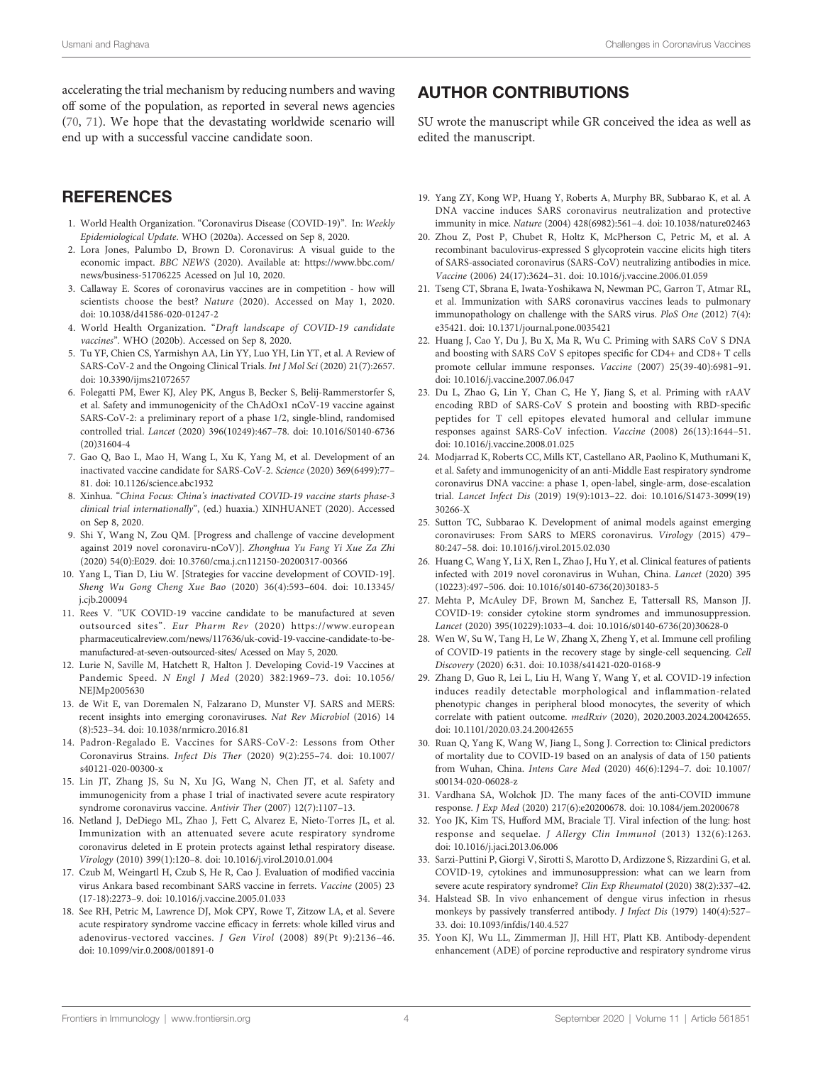accelerating the trial mechanism by reducing numbers and waving off some of the population, as reported in several news agencies (70, 71). We hope that the devastating worldwide scenario will end up with a successful vaccine candidate soon.

## AUTHOR CONTRIBUTIONS

SU wrote the manuscript while GR conceived the idea as well as edited the manuscript.

## REFERENCES

1. World Health Organization. "Coronavirus Disease (COVID-19)". In: *Weekly Epidemiological Update*. WHO (2020a). Accessed on Sep 8, 2020.
2. Lora Jones, Palumbo D, Brown D. Coronavirus: A visual guide to the economic impact. *BBC NEWS* (2020). Available at: https://www.bbc.com/news/business-51706225 Acessed on Jul 10, 2020.
3. Callaway E. Scores of coronavirus vaccines are in competition - how will scientists choose the best? *Nature* (2020). Accessed on May 1, 2020. doi: 10.1038/d41586-020-01247-2
4. World Health Organization. "*Draft landscape of COVID-19 candidate vaccines*". WHO (2020b). Accessed on Sep 8, 2020.
5. Tu YF, Chien CS, Yarmishyn AA, Lin YY, Luo YH, Lin YT, et al. A Review of SARS-CoV-2 and the Ongoing Clinical Trials. *Int J Mol Sci* (2020) 21(7):2657. doi: 10.3390/ijms21072657
6. Folegatti PM, Ewer KJ, Aley PK, Angus B, Becker S, Belij-Rammerstorfer S, et al. Safety and immunogenicity of the ChAdOx1 nCoV-19 vaccine against SARS-CoV-2: a preliminary report of a phase 1/2, single-blind, randomised controlled trial. *Lancet* (2020) 396(10249):467–78. doi: 10.1016/S0140-6736(20)31604-4
7. Gao Q, Bao L, Mao H, Wang L, Xu K, Yang M, et al. Development of an inactivated vaccine candidate for SARS-CoV-2. *Science* (2020) 369(6499):77–81. doi: 10.1126/science.abc1932
8. Xinhua. "*China Focus: China's inactivated COVID-19 vaccine starts phase-3 clinical trial internationally*", (ed.) huaxia.) XINHUANET (2020). Accessed on Sep 8, 2020.
9. Shi Y, Wang N, Zou QM. [Progress and challenge of vaccine development against 2019 novel coronaviru-nCoV)]. *Zhonghua Yu Fang Yi Xue Za Zhi* (2020) 54(0):E029. doi: 10.3760/cma.j.cn112150-20200317-00366
10. Yang L, Tian D, Liu W. [Strategies for vaccine development of COVID-19]. *Sheng Wu Gong Cheng Xue Bao* (2020) 36(4):593–604. doi: 10.13345/j.cjb.200094
11. Rees V. "UK COVID-19 vaccine candidate to be manufactured at seven outsourced sites". *Eur Pharm Rev* (2020) https://www.europeanpharmaceuticalreview.com/news/117636/uk-covid-19-vaccine-candidate-to-be-manufactured-at-seven-outsourced-sites/ Acessed on May 5, 2020.
12. Lurie N, Saville M, Hatchett R, Halton J. Developing Covid-19 Vaccines at Pandemic Speed. *N Engl J Med* (2020) 382:1969–73. doi: 10.1056/NEJMp2005630
13. de Wit E, van Doremalen N, Falzarano D, Munster VJ. SARS and MERS: recent insights into emerging coronaviruses. *Nat Rev Microbiol* (2016) 14(8):523–34. doi: 10.1038/nrmicro.2016.81
14. Padron-Regalado E. Vaccines for SARS-CoV-2: Lessons from Other Coronavirus Strains. *Infect Dis Ther* (2020) 9(2):255–74. doi: 10.1007/s40121-020-00300-x
15. Lin JT, Zhang JS, Su N, Xu JG, Wang N, Chen JT, et al. Safety and immunogenicity from a phase I trial of inactivated severe acute respiratory syndrome coronavirus vaccine. *Antivir Ther* (2007) 12(7):1107–13.
16. Netland J, DeDiego ML, Zhao J, Fett C, Alvarez E, Nieto-Torres JL, et al. Immunization with an attenuated severe acute respiratory syndrome coronavirus deleted in E protein protects against lethal respiratory disease. *Virology* (2010) 399(1):120–8. doi: 10.1016/j.virol.2010.01.004
17. Czub M, Weingartl H, Czub S, He R, Cao J. Evaluation of modified vaccinia virus Ankara based recombinant SARS vaccine in ferrets. *Vaccine* (2005) 23(17-18):2273–9. doi: 10.1016/j.vaccine.2005.01.033
18. See RH, Petric M, Lawrence DJ, Mok CPY, Rowe T, Zitzow LA, et al. Severe acute respiratory syndrome vaccine efficacy in ferrets: whole killed virus and adenovirus-vectored vaccines. *J Gen Virol* (2008) 89(Pt 9):2136–46. doi: 10.1099/vir.0.2008/001891-0
19. Yang ZY, Kong WP, Huang Y, Roberts A, Murphy BR, Subbarao K, et al. A DNA vaccine induces SARS coronavirus neutralization and protective immunity in mice. *Nature* (2004) 428(6982):561–4. doi: 10.1038/nature02463
20. Zhou Z, Post P, Chubet R, Holtz K, McPherson C, Petric M, et al. A recombinant baculovirus-expressed S glycoprotein vaccine elicits high titers of SARS-associated coronavirus (SARS-CoV) neutralizing antibodies in mice. *Vaccine* (2006) 24(17):3624–31. doi: 10.1016/j.vaccine.2006.01.059
21. Tseng CT, Sbrana E, Iwata-Yoshikawa N, Newman PC, Garron T, Atmar RL, et al. Immunization with SARS coronavirus vaccines leads to pulmonary immunopathology on challenge with the SARS virus. *PloS One* (2012) 7(4):e35421. doi: 10.1371/journal.pone.0035421
22. Huang J, Cao Y, Du J, Bu X, Ma R, Wu C. Priming with SARS CoV S DNA and boosting with SARS CoV S epitopes specific for CD4+ and CD8+ T cells promote cellular immune responses. *Vaccine* (2007) 25(39-40):6981–91. doi: 10.1016/j.vaccine.2007.06.047
23. Du L, Zhao G, Lin Y, Chan C, He Y, Jiang S, et al. Priming with rAAV encoding RBD of SARS-CoV S protein and boosting with RBD-specific peptides for T cell epitopes elevated humoral and cellular immune responses against SARS-CoV infection. *Vaccine* (2008) 26(13):1644–51. doi: 10.1016/j.vaccine.2008.01.025
24. Modjarrad K, Roberts CC, Mills KT, Castellano AR, Paolino K, Muthumani K, et al. Safety and immunogenicity of an anti-Middle East respiratory syndrome coronavirus DNA vaccine: a phase 1, open-label, single-arm, dose-escalation trial. *Lancet Infect Dis* (2019) 19(9):1013–22. doi: 10.1016/S1473-3099(19)30266-X
25. Sutton TC, Subbarao K. Development of animal models against emerging coronaviruses: From SARS to MERS coronavirus. *Virology* (2015) 479–80:247–58. doi: 10.1016/j.virol.2015.02.030
26. Huang C, Wang Y, Li X, Ren L, Zhao J, Hu Y, et al. Clinical features of patients infected with 2019 novel coronavirus in Wuhan, China. *Lancet* (2020) 395(10223):497–506. doi: 10.1016/s0140-6736(20)30183-5
27. Mehta P, McAuley DF, Brown M, Sanchez E, Tattersall RS, Manson JJ. COVID-19: consider cytokine storm syndromes and immunosuppression. *Lancet* (2020) 395(10229):1033–4. doi: 10.1016/s0140-6736(20)30628-0
28. Wen W, Su W, Tang H, Le W, Zhang X, Zheng Y, et al. Immune cell profiling of COVID-19 patients in the recovery stage by single-cell sequencing. *Cell Discovery* (2020) 6:31. doi: 10.1038/s41421-020-0168-9
29. Zhang D, Guo R, Lei L, Liu H, Wang Y, Wang Y, et al. COVID-19 infection induces readily detectable morphological and inflammation-related phenotypic changes in peripheral blood monocytes, the severity of which correlate with patient outcome. *medRxiv* (2020), 2020.2003.2024.20042655. doi: 10.1101/2020.03.24.20042655
30. Ruan Q, Yang K, Wang W, Jiang L, Song J. Correction to: Clinical predictors of mortality due to COVID-19 based on an analysis of data of 150 patients from Wuhan, China. *Intens Care Med* (2020) 46(6):1294–7. doi: 10.1007/s00134-020-06028-z
31. Vardhana SA, Wolchok JD. The many faces of the anti-COVID immune response. *J Exp Med* (2020) 217(6):e20200678. doi: 10.1084/jem.20200678
32. Yoo JK, Kim TS, Hufford MM, Braciale TJ. Viral infection of the lung: host response and sequelae. *J Allergy Clin Immunol* (2013) 132(6):1263. doi: 10.1016/j.jaci.2013.06.006
33. Sarzi-Puttini P, Giorgi V, Sirotti S, Marotto D, Ardizzone S, Rizzardini G, et al. COVID-19, cytokines and immunosuppression: what can we learn from severe acute respiratory syndrome? *Clin Exp Rheumatol* (2020) 38(2):337–42.
34. Halstead SB. In vivo enhancement of dengue virus infection in rhesus monkeys by passively transferred antibody. *J Infect Dis* (1979) 140(4):527–33. doi: 10.1093/infdis/140.4.527
35. Yoon KJ, Wu LL, Zimmerman JJ, Hill HT, Platt KB. Antibody-dependent enhancement (ADE) of porcine reproductive and respiratory syndrome virus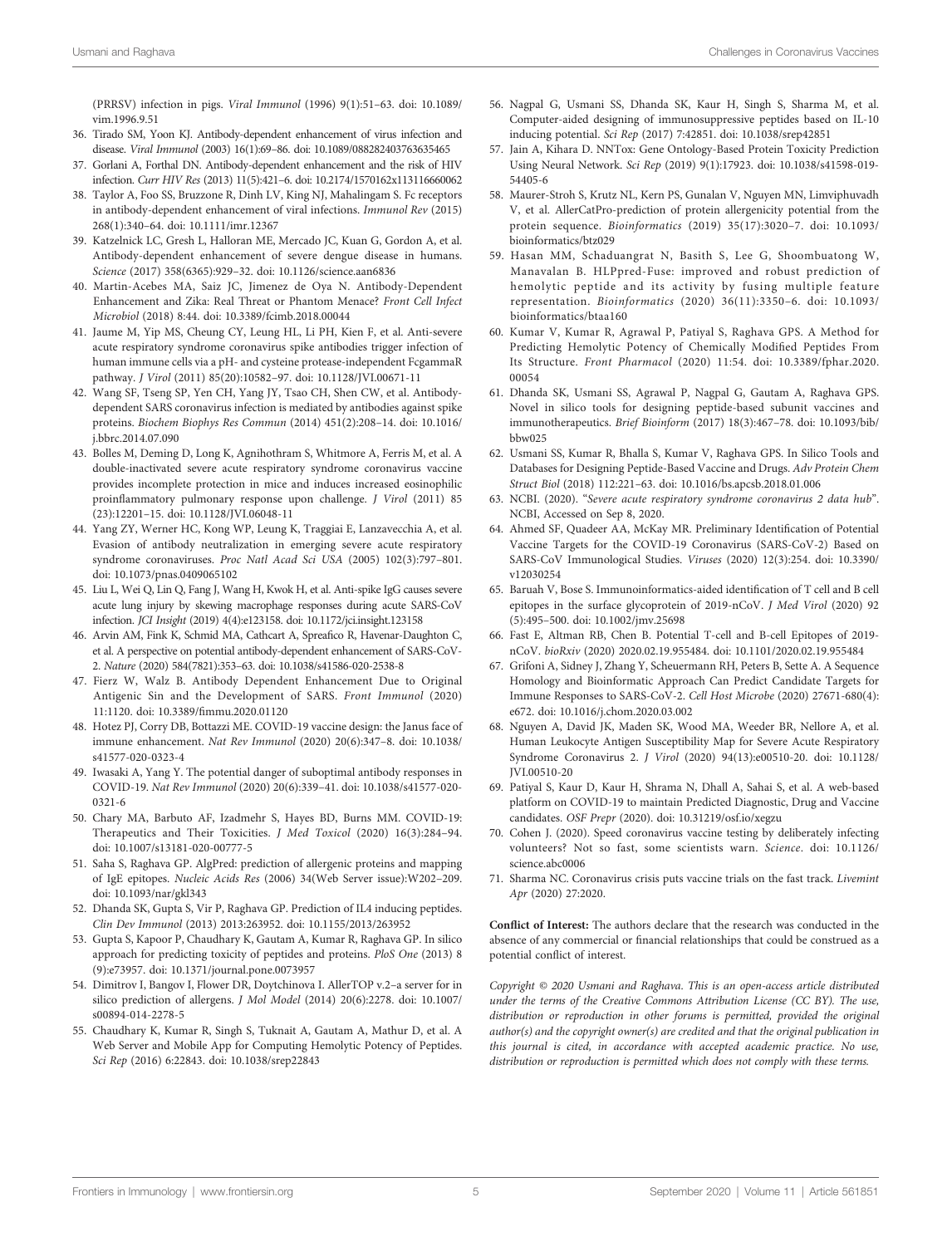(PRRSV) infection in pigs. *Viral Immunol* (1996) 9(1):51–63. doi: 10.1089/vim.1996.9.51

36. Tirado SM, Yoon KJ. Antibody-dependent enhancement of virus infection and disease. *Viral Immunol* (2003) 16(1):69–86. doi: 10.1089/088282403763635465
37. Gorlani A, Forthal DN. Antibody-dependent enhancement and the risk of HIV infection. *Curr HIV Res* (2013) 11(5):421–6. doi: 10.2174/1570162x113116660062
38. Taylor A, Foo SS, Bruzzone R, Dinh LV, King NJ, Mahalingam S. Fc receptors in antibody-dependent enhancement of viral infections. *Immunol Rev* (2015) 268(1):340–64. doi: 10.1111/imr.12367
39. Katzelnick LC, Gresh L, Halloran ME, Mercado JC, Kuan G, Gordon A, et al. Antibody-dependent enhancement of severe dengue disease in humans. *Science* (2017) 358(6365):929–32. doi: 10.1126/science.aan6836
40. Martin-Acebes MA, Saiz JC, Jimenez de Oya N. Antibody-Dependent Enhancement and Zika: Real Threat or Phantom Menace? *Front Cell Infect Microbiol* (2018) 8:44. doi: 10.3389/fcimb.2018.00044
41. Jaume M, Yip MS, Cheung CY, Leung HL, Li PH, Kien F, et al. Anti-severe acute respiratory syndrome coronavirus spike antibodies trigger infection of human immune cells via a pH- and cysteine protease-independent FcgammaR pathway. *J Virol* (2011) 85(20):10582–97. doi: 10.1128/JVI.00671-11
42. Wang SF, Tseng SP, Yen CH, Yang JY, Tsao CH, Shen CW, et al. Antibody-dependent SARS coronavirus infection is mediated by antibodies against spike proteins. *Biochem Biophys Res Commun* (2014) 451(2):208–14. doi: 10.1016/j.bbrc.2014.07.090
43. Bolles M, Deming D, Long K, Agnihothram S, Whitmore A, Ferris M, et al. A double-inactivated severe acute respiratory syndrome coronavirus vaccine provides incomplete protection in mice and induces increased eosinophilic proinflammatory pulmonary response upon challenge. *J Virol* (2011) 85 (23):12201–15. doi: 10.1128/JVI.06048-11
44. Yang ZY, Werner HC, Kong WP, Leung K, Traggiai E, Lanzavecchia A, et al. Evasion of antibody neutralization in emerging severe acute respiratory syndrome coronaviruses. *Proc Natl Acad Sci USA* (2005) 102(3):797–801. doi: 10.1073/pnas.0409065102
45. Liu L, Wei Q, Lin Q, Fang J, Wang H, Kwok H, et al. Anti-spike IgG causes severe acute lung injury by skewing macrophage responses during acute SARS-CoV infection. *JCI Insight* (2019) 4(4):e123158. doi: 10.1172/jci.insight.123158
46. Arvin AM, Fink K, Schmid MA, Cathcart A, Spreafico R, Havenar-Daughton C, et al. A perspective on potential antibody-dependent enhancement of SARS-CoV-2. *Nature* (2020) 584(7821):353–63. doi: 10.1038/s41586-020-2538-8
47. Fierz W, Walz B. Antibody Dependent Enhancement Due to Original Antigenic Sin and the Development of SARS. *Front Immunol* (2020) 11:1120. doi: 10.3389/fimmu.2020.01120
48. Hotez PJ, Corry DB, Bottazzi ME. COVID-19 vaccine design: the Janus face of immune enhancement. *Nat Rev Immunol* (2020) 20(6):347–8. doi: 10.1038/s41577-020-0323-4
49. Iwasaki A, Yang Y. The potential danger of suboptimal antibody responses in COVID-19. *Nat Rev Immunol* (2020) 20(6):339–41. doi: 10.1038/s41577-020-0321-6
50. Chary MA, Barbuto AF, Izadmehr S, Hayes BD, Burns MM. COVID-19: Therapeutics and Their Toxicities. *J Med Toxicol* (2020) 16(3):284–94. doi: 10.1007/s13181-020-00777-5
51. Saha S, Raghava GP. AlgPred: prediction of allergenic proteins and mapping of IgE epitopes. *Nucleic Acids Res* (2006) 34(Web Server issue):W202–209. doi: 10.1093/nar/gkl343
52. Dhanda SK, Gupta S, Vir P, Raghava GP. Prediction of IL4 inducing peptides. *Clin Dev Immunol* (2013) 2013:263952. doi: 10.1155/2013/263952
53. Gupta S, Kapoor P, Chaudhary K, Gautam A, Kumar R, Raghava GP. In silico approach for predicting toxicity of peptides and proteins. *PloS One* (2013) 8 (9):e73957. doi: 10.1371/journal.pone.0073957
54. Dimitrov I, Bangov I, Flower DR, Doytchinova I. AllerTOP v.2–a server for in silico prediction of allergens. *J Mol Model* (2014) 20(6):2278. doi: 10.1007/s00894-014-2278-5
55. Chaudhary K, Kumar R, Singh S, Tuknait A, Gautam A, Mathur D, et al. A Web Server and Mobile App for Computing Hemolytic Potency of Peptides. *Sci Rep* (2016) 6:22843. doi: 10.1038/srep22843
56. Nagpal G, Usmani SS, Dhanda SK, Kaur H, Singh S, Sharma M, et al. Computer-aided designing of immunosuppressive peptides based on IL-10 inducing potential. *Sci Rep* (2017) 7:42851. doi: 10.1038/srep42851
57. Jain A, Kihara D. NNTox: Gene Ontology-Based Protein Toxicity Prediction Using Neural Network. *Sci Rep* (2019) 9(1):17923. doi: 10.1038/s41598-019-54405-6
58. Maurer-Stroh S, Krutz NL, Kern PS, Gunalan V, Nguyen MN, Limviphuvadh V, et al. AllerCatPro-prediction of protein allergenicity potential from the protein sequence. *Bioinformatics* (2019) 35(17):3020–7. doi: 10.1093/bioinformatics/btz029
59. Hasan MM, Schaduangrat N, Basith S, Lee G, Shoombuatong W, Manavalan B. HLPpred-Fuse: improved and robust prediction of hemolytic peptide and its activity by fusing multiple feature representation. *Bioinformatics* (2020) 36(11):3350–6. doi: 10.1093/bioinformatics/btaa160
60. Kumar V, Kumar R, Agrawal P, Patiyal S, Raghava GPS. A Method for Predicting Hemolytic Potency of Chemically Modified Peptides From Its Structure. *Front Pharmacol* (2020) 11:54. doi: 10.3389/fphar.2020.00054
61. Dhanda SK, Usmani SS, Agrawal P, Nagpal G, Gautam A, Raghava GPS. Novel in silico tools for designing peptide-based subunit vaccines and immunotherapeutics. *Brief Bioinform* (2017) 18(3):467–78. doi: 10.1093/bib/bbw025
62. Usmani SS, Kumar R, Bhalla S, Kumar V, Raghava GPS. In Silico Tools and Databases for Designing Peptide-Based Vaccine and Drugs. *Adv Protein Chem Struct Biol* (2018) 112:221–63. doi: 10.1016/bs.apcsb.2018.01.006
63. NCBI. (2020). "*Severe acute respiratory syndrome coronavirus 2 data hub*". NCBI, Accessed on Sep 8, 2020.
64. Ahmed SF, Quadeer AA, McKay MR. Preliminary Identification of Potential Vaccine Targets for the COVID-19 Coronavirus (SARS-CoV-2) Based on SARS-CoV Immunological Studies. *Viruses* (2020) 12(3):254. doi: 10.3390/v12030254
65. Baruah V, Bose S. Immunoinformatics-aided identification of T cell and B cell epitopes in the surface glycoprotein of 2019-nCoV. *J Med Virol* (2020) 92 (5):495–500. doi: 10.1002/jmv.25698
66. Fast E, Altman RB, Chen B. Potential T-cell and B-cell Epitopes of 2019-nCoV. *bioRxiv* (2020) 2020.02.19.955484. doi: 10.1101/2020.02.19.955484
67. Grifoni A, Sidney J, Zhang Y, Scheuermann RH, Peters B, Sette A. A Sequence Homology and Bioinformatic Approach Can Predict Candidate Targets for Immune Responses to SARS-CoV-2. *Cell Host Microbe* (2020) 27671-680(4): e672. doi: 10.1016/j.chom.2020.03.002
68. Nguyen A, David JK, Maden SK, Wood MA, Weeder BR, Nellore A, et al. Human Leukocyte Antigen Susceptibility Map for Severe Acute Respiratory Syndrome Coronavirus 2. *J Virol* (2020) 94(13):e00510-20. doi: 10.1128/JVI.00510-20
69. Patiyal S, Kaur D, Kaur H, Shrama N, Dhall A, Sahai S, et al. A web-based platform on COVID-19 to maintain Predicted Diagnostic, Drug and Vaccine candidates. *OSF Prepr* (2020). doi: 10.31219/osf.io/xegzu
70. Cohen J. (2020). Speed coronavirus vaccine testing by deliberately infecting volunteers? Not so fast, some scientists warn. *Science*. doi: 10.1126/science.abc0006
71. Sharma NC. Coronavirus crisis puts vaccine trials on the fast track. *Livemint Apr* (2020) 27:2020.

**Conflict of Interest:** The authors declare that the research was conducted in the absence of any commercial or financial relationships that could be construed as a potential conflict of interest.

*Copyright © 2020 Usmani and Raghava. This is an open-access article distributed under the terms of the Creative Commons Attribution License (CC BY). The use, distribution or reproduction in other forums is permitted, provided the original author(s) and the copyright owner(s) are credited and that the original publication in this journal is cited, in accordance with accepted academic practice. No use, distribution or reproduction is permitted which does not comply with these terms.*